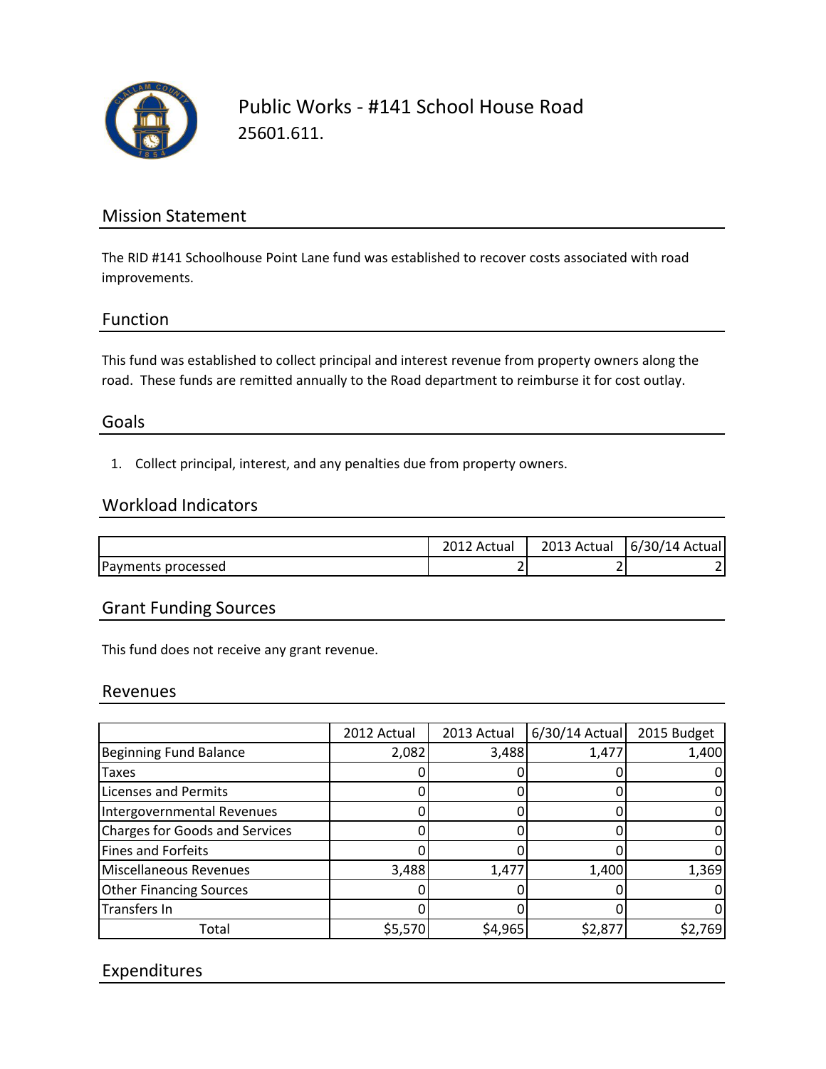# Public Works - #141 School House Road

25601.611.

## Mission Statement

The RID #141 Schoolhouse Point Lane fund was established to recover costs associated with road improvements.

## Function

This fund was established to collect principal and interest revenue from property owners along the road. These funds are remitted annually to the Road department to reimburse it for cost outlay.

## Goals

1. Collect principal, interest, and any penalties due from property owners.

## Workload Indicators

| | 2012 Actual | 2013 Actual | 6/30/14 Actual |
|---|---|---|---|
| Payments processed | 2 | 2 | 2 |

## Grant Funding Sources

This fund does not receive any grant revenue.

## Revenues

| | 2012 Actual | 2013 Actual | 6/30/14 Actual | 2015 Budget |
|---|---|---|---|---|
| Beginning Fund Balance | 2,082 | 3,488 | 1,477 | 1,400 |
| Taxes | 0 | 0 | 0 | 0 |
| Licenses and Permits | 0 | 0 | 0 | 0 |
| Intergovernmental Revenues | 0 | 0 | 0 | 0 |
| Charges for Goods and Services | 0 | 0 | 0 | 0 |
| Fines and Forfeits | 0 | 0 | 0 | 0 |
| Miscellaneous Revenues | 3,488 | 1,477 | 1,400 | 1,369 |
| Other Financing Sources | 0 | 0 | 0 | 0 |
| Transfers In | 0 | 0 | 0 | 0 |
| Total | $5,570 | $4,965 | $2,877 | $2,769 |

## Expenditures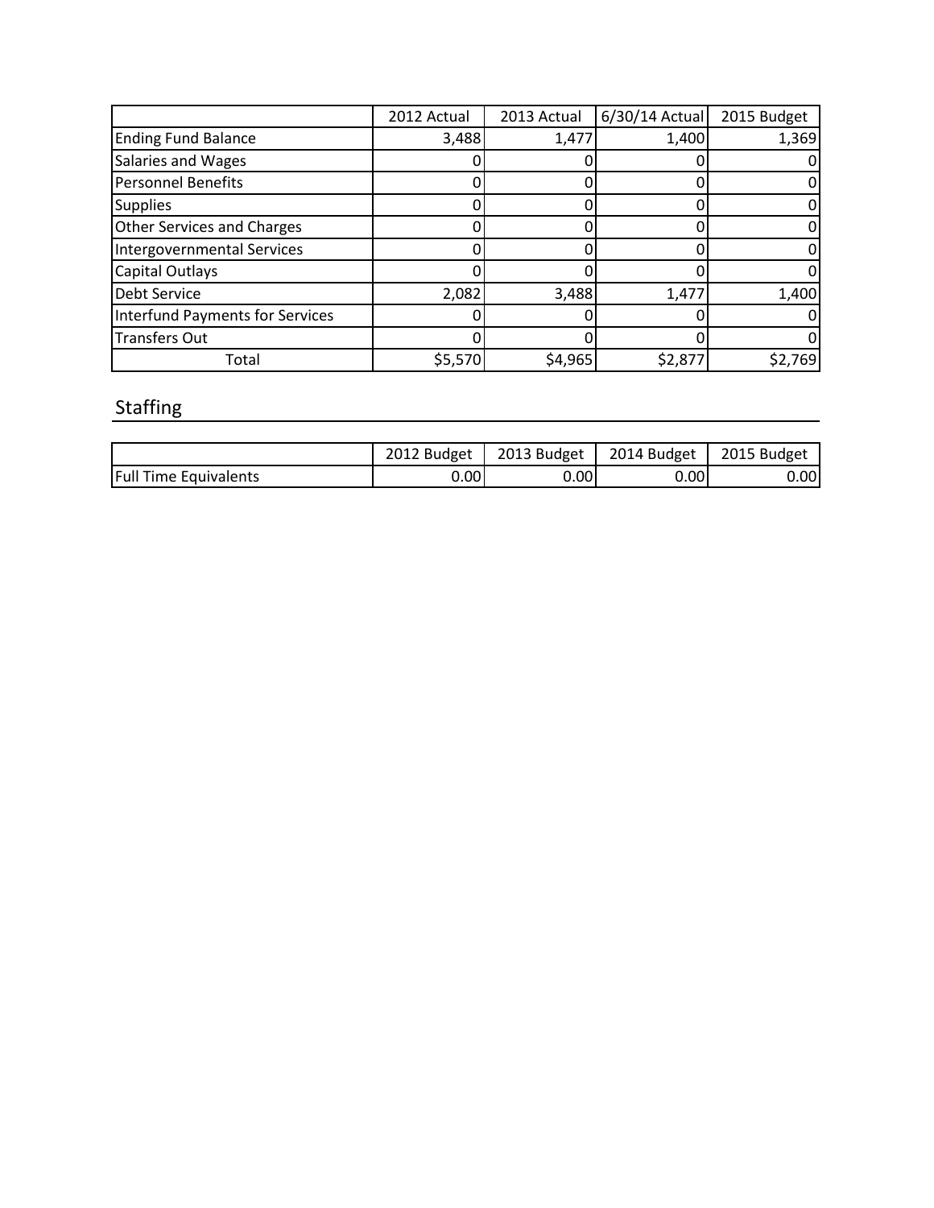| | 2012 Actual | 2013 Actual | 6/30/14 Actual | 2015 Budget |
|---|---|---|---|---|
| Ending Fund Balance | 3,488 | 1,477 | 1,400 | 1,369 |
| Salaries and Wages | 0 | 0 | 0 | 0 |
| Personnel Benefits | 0 | 0 | 0 | 0 |
| Supplies | 0 | 0 | 0 | 0 |
| Other Services and Charges | 0 | 0 | 0 | 0 |
| Intergovernmental Services | 0 | 0 | 0 | 0 |
| Capital Outlays | 0 | 0 | 0 | 0 |
| Debt Service | 2,082 | 3,488 | 1,477 | 1,400 |
| Interfund Payments for Services | 0 | 0 | 0 | 0 |
| Transfers Out | 0 | 0 | 0 | 0 |
| Total | $5,570 | $4,965 | $2,877 | $2,769 |

## Staffing

| | 2012 Budget | 2013 Budget | 2014 Budget | 2015 Budget |
|---|---|---|---|---|
| Full Time Equivalents | 0.00 | 0.00 | 0.00 | 0.00 |